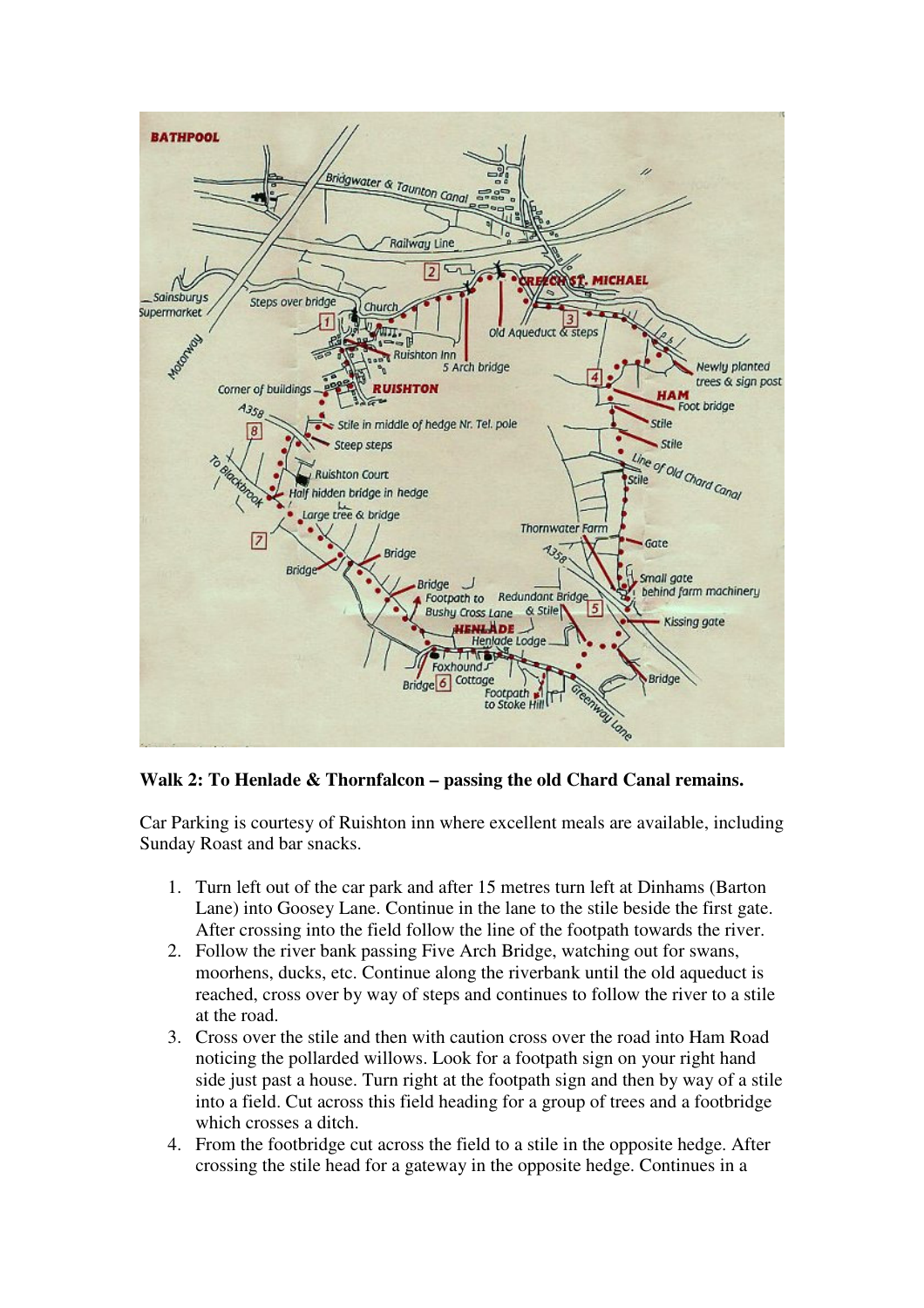**Walk 2: To Henlade & Thornfalcon – passing the old Chard Canal remains.**

Car Parking is courtesy of Ruishton inn where excellent meals are available, including Sunday Roast and bar snacks.

1. Turn left out of the car park and after 15 metres turn left at Dinhams (Barton Lane) into Goosey Lane. Continue in the lane to the stile beside the first gate. After crossing into the field follow the line of the footpath towards the river.
2. Follow the river bank passing Five Arch Bridge, watching out for swans, moorhens, ducks, etc. Continue along the riverbank until the old aqueduct is reached, cross over by way of steps and continues to follow the river to a stile at the road.
3. Cross over the stile and then with caution cross over the road into Ham Road noticing the pollarded willows. Look for a footpath sign on your right hand side just past a house. Turn right at the footpath sign and then by way of a stile into a field. Cut across this field heading for a group of trees and a footbridge which crosses a ditch.
4. From the footbridge cut across the field to a stile in the opposite hedge. After crossing the stile head for a gateway in the opposite hedge. Continues in a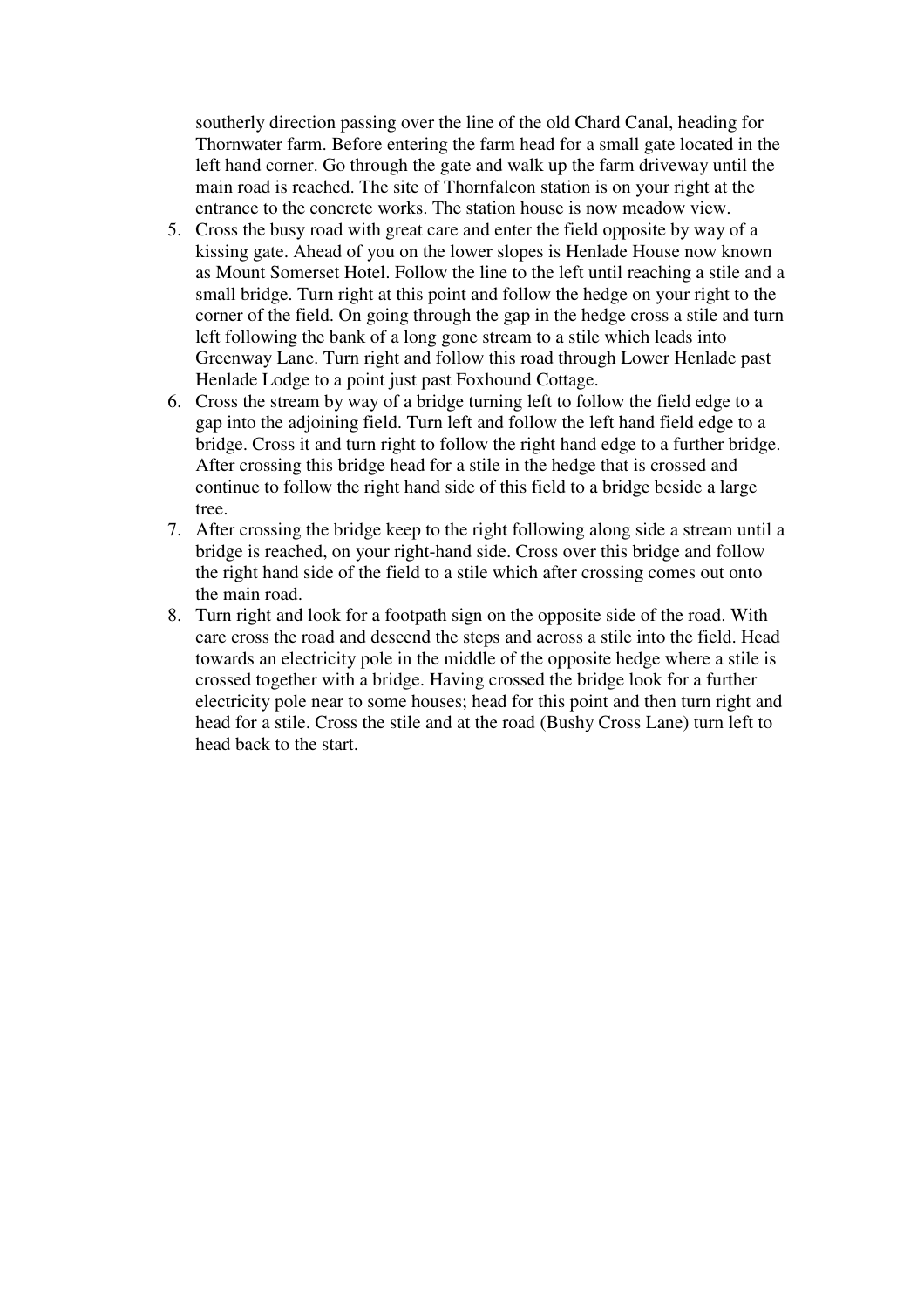southerly direction passing over the line of the old Chard Canal, heading for Thornwater farm. Before entering the farm head for a small gate located in the left hand corner. Go through the gate and walk up the farm driveway until the main road is reached. The site of Thornfalcon station is on your right at the entrance to the concrete works. The station house is now meadow view.

5. Cross the busy road with great care and enter the field opposite by way of a kissing gate. Ahead of you on the lower slopes is Henlade House now known as Mount Somerset Hotel. Follow the line to the left until reaching a stile and a small bridge. Turn right at this point and follow the hedge on your right to the corner of the field. On going through the gap in the hedge cross a stile and turn left following the bank of a long gone stream to a stile which leads into Greenway Lane. Turn right and follow this road through Lower Henlade past Henlade Lodge to a point just past Foxhound Cottage.
6. Cross the stream by way of a bridge turning left to follow the field edge to a gap into the adjoining field. Turn left and follow the left hand field edge to a bridge. Cross it and turn right to follow the right hand edge to a further bridge. After crossing this bridge head for a stile in the hedge that is crossed and continue to follow the right hand side of this field to a bridge beside a large tree.
7. After crossing the bridge keep to the right following along side a stream until a bridge is reached, on your right-hand side. Cross over this bridge and follow the right hand side of the field to a stile which after crossing comes out onto the main road.
8. Turn right and look for a footpath sign on the opposite side of the road. With care cross the road and descend the steps and across a stile into the field. Head towards an electricity pole in the middle of the opposite hedge where a stile is crossed together with a bridge. Having crossed the bridge look for a further electricity pole near to some houses; head for this point and then turn right and head for a stile. Cross the stile and at the road (Bushy Cross Lane) turn left to head back to the start.